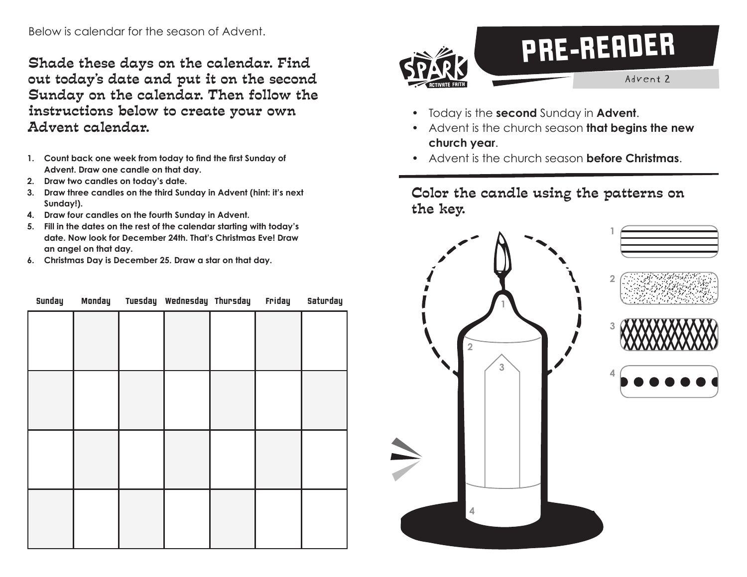Below is calendar for the season of Advent.

Shade these days on the calendar. Find out today's date and put it on the second Sunday on the calendar. Then follow the instructions below to create your own Advent calendar.

1. **Count back one week from today to find the first Sunday of Advent. Draw one candle on that day.**
2. **Draw two candles on today's date.**
3. **Draw three candles on the third Sunday in Advent (hint: it's next Sunday!).**
4. **Draw four candles on the fourth Sunday in Advent.**
5. **Fill in the dates on the rest of the calendar starting with today's date. Now look for December 24th. That's Christmas Eve! Draw an angel on that day.**
6. **Christmas Day is December 25. Draw a star on that day.**

| Sunday | Monday | Tuesday | Wednesday | Thursday | Friday | Saturday |
|---|---|---|---|---|---|---|
| | | | | | | |
| | | | | | | |
| | | | | | | |
| | | | | | | |

# PRE-READER

Advent 2

- Today is the **second** Sunday in **Advent**.
- Advent is the church season **that begins the new church year**.
- Advent is the church season **before Christmas**.

Color the candle using the patterns on the key.

1 2 3 4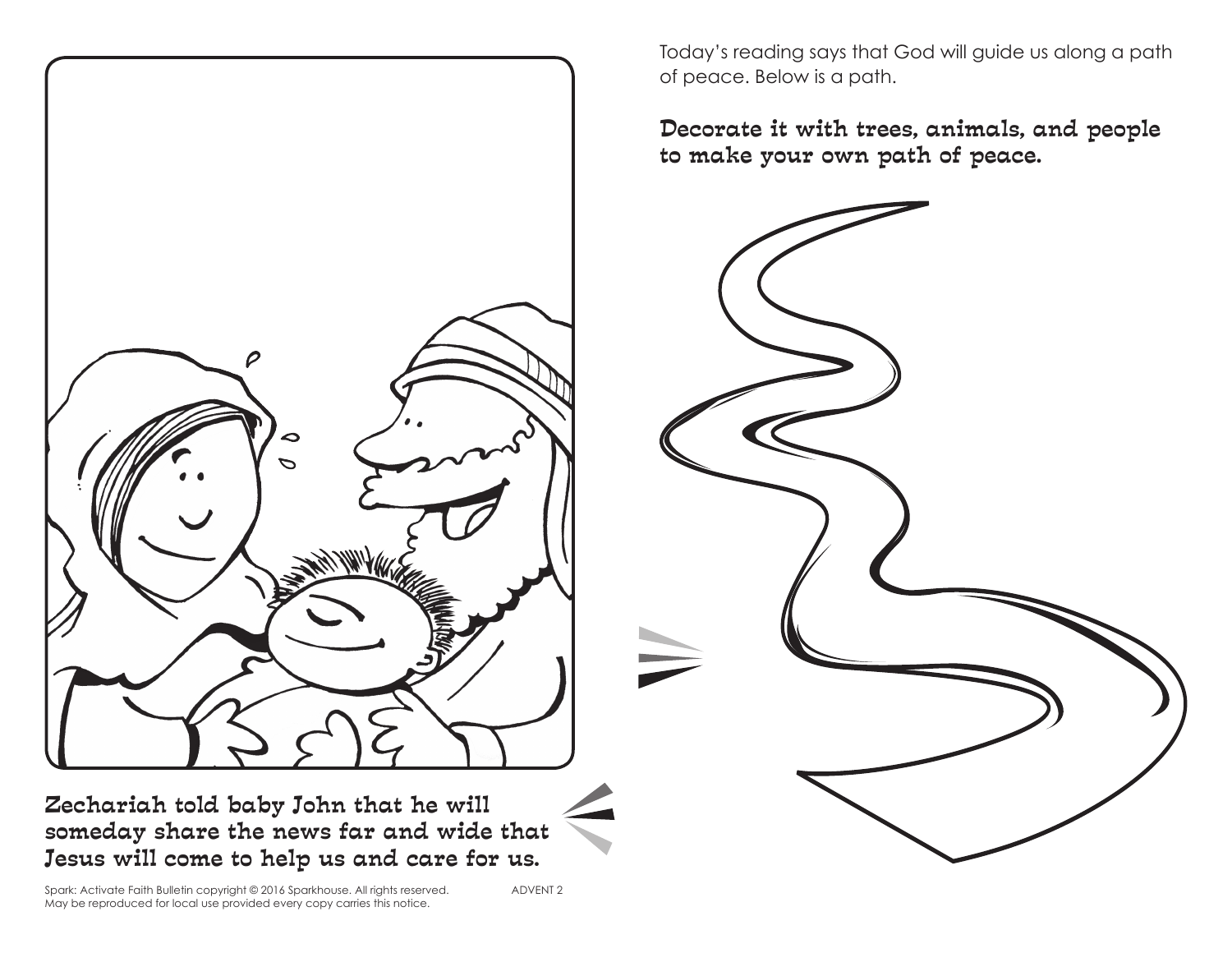Zechariah told baby John that he will someday share the news far and wide that Jesus will come to help us and care for us.

Today's reading says that God will guide us along a path of peace. Below is a path.

**Decorate it with trees, animals, and people to make your own path of peace.**

Spark: Activate Faith Bulletin copyright © 2016 Sparkhouse. All rights reserved. May be reproduced for local use provided every copy carries this notice.